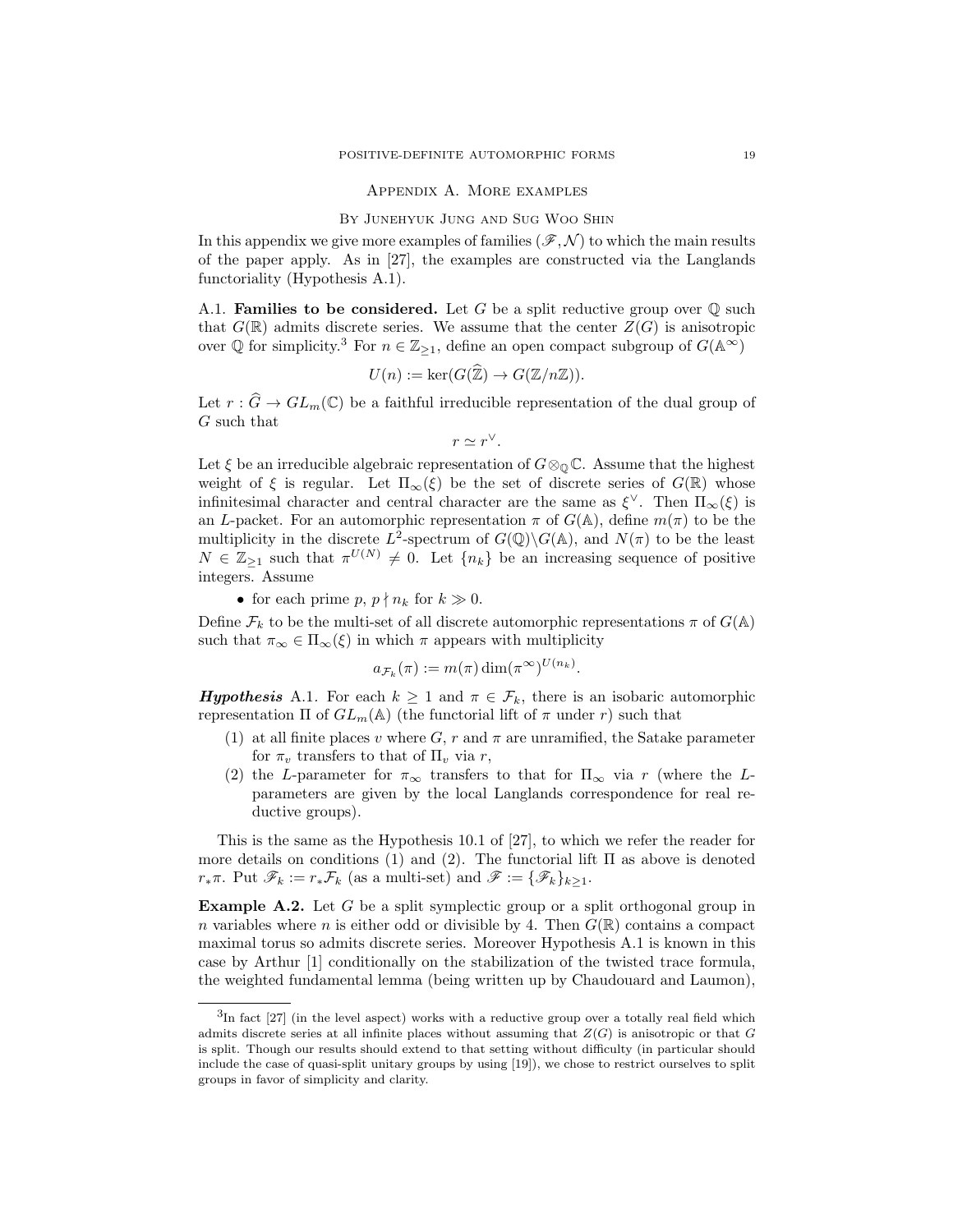## Appendix A. More examples

### By Junehyuk Jung and Sug Woo Shin

In this appendix we give more examples of families $(\mathscr{F}, \mathcal{N})$ to which the main results of the paper apply. As in [27], the examples are constructed via the Langlands functoriality (Hypothesis A.1).

A.1. **Families to be considered.** Let $G$ be a split reductive group over $\mathbb{Q}$ such that $G(\mathbb{R})$ admits discrete series. We assume that the center $Z(G)$ is anisotropic over $\mathbb{Q}$ for simplicity.[3] For $n \in \mathbb{Z}_{\geq 1}$, define an open compact subgroup of $G(\mathbb{A}^\infty)$

$$U(n) := \ker(G(\widehat{\mathbb{Z}}) \to G(\mathbb{Z}/n\mathbb{Z})).$$

Let $r : \widehat{G} \to GL_m(\mathbb{C})$ be a faithful irreducible representation of the dual group of $G$ such that

$$r \simeq r^\vee.$$

Let $\xi$ be an irreducible algebraic representation of $G \otimes_{\mathbb{Q}} \mathbb{C}$. Assume that the highest weight of $\xi$ is regular. Let $\Pi_\infty(\xi)$ be the set of discrete series of $G(\mathbb{R})$ whose infinitesimal character and central character are the same as $\xi^\vee$. Then $\Pi_\infty(\xi)$ is an $L$-packet. For an automorphic representation $\pi$ of $G(\mathbb{A})$, define $m(\pi)$ to be the multiplicity in the discrete $L^2$-spectrum of $G(\mathbb{Q})\backslash G(\mathbb{A})$, and $N(\pi)$ to be the least $N \in \mathbb{Z}_{\geq 1}$ such that $\pi^{U(N)} \neq 0$. Let $\{n_k\}$ be an increasing sequence of positive integers. Assume

- for each prime $p$, $p \nmid n_k$ for $k \gg 0$.

Define $\mathcal{F}_k$ to be the multi-set of all discrete automorphic representations $\pi$ of $G(\mathbb{A})$ such that $\pi_\infty \in \Pi_\infty(\xi)$ in which $\pi$ appears with multiplicity

$$a_{\mathcal{F}_k}(\pi) := m(\pi) \dim(\pi^\infty)^{U(n_k)}.$$

***Hypothesis*** A.1. For each $k \geq 1$ and $\pi \in \mathcal{F}_k$, there is an isobaric automorphic representation $\Pi$ of $GL_m(\mathbb{A})$ (the functorial lift of $\pi$ under $r$) such that

1. at all finite places $v$ where $G$, $r$ and $\pi$ are unramified, the Satake parameter for $\pi_v$ transfers to that of $\Pi_v$ via $r$,
2. the $L$-parameter for $\pi_\infty$ transfers to that for $\Pi_\infty$ via $r$ (where the $L$-parameters are given by the local Langlands correspondence for real reductive groups).

This is the same as the Hypothesis 10.1 of [27], to which we refer the reader for more details on conditions (1) and (2). The functorial lift $\Pi$ as above is denoted $r_*\pi$. Put $\mathscr{F}_k := r_*\mathcal{F}_k$ (as a multi-set) and $\mathscr{F} := \{\mathscr{F}_k\}_{k\geq 1}$.

**Example A.2.** Let $G$ be a split symplectic group or a split orthogonal group in $n$ variables where $n$ is either odd or divisible by 4. Then $G(\mathbb{R})$ contains a compact maximal torus so admits discrete series. Moreover Hypothesis A.1 is known in this case by Arthur [1] conditionally on the stabilization of the twisted trace formula, the weighted fundamental lemma (being written up by Chaudouard and Laumon),

[3] In fact [27] (in the level aspect) works with a reductive group over a totally real field which admits discrete series at all infinite places without assuming that $Z(G)$ is anisotropic or that $G$ is split. Though our results should extend to that setting without difficulty (in particular should include the case of quasi-split unitary groups by using [19]), we chose to restrict ourselves to split groups in favor of simplicity and clarity.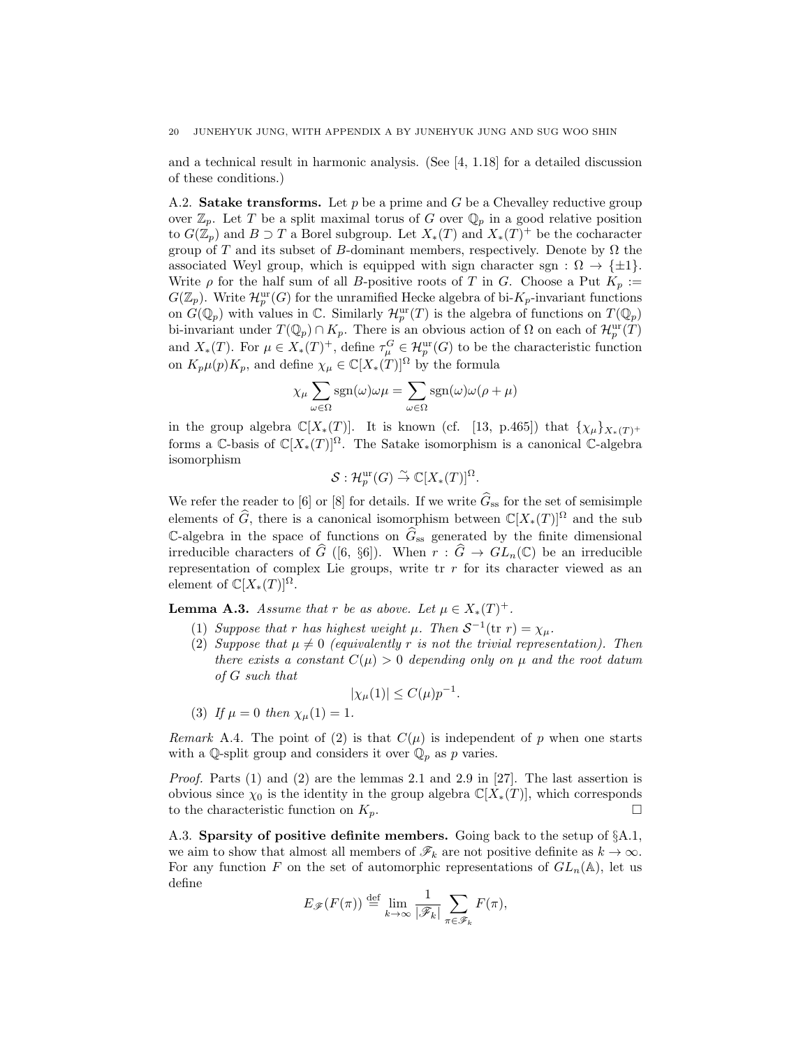and a technical result in harmonic analysis. (See [4, 1.18] for a detailed discussion of these conditions.)

A.2. **Satake transforms.** Let $p$ be a prime and $G$ be a Chevalley reductive group over $\mathbb{Z}_p$. Let $T$ be a split maximal torus of $G$ over $\mathbb{Q}_p$ in a good relative position to $G(\mathbb{Z}_p)$ and $B \supset T$ a Borel subgroup. Let $X_*(T)$ and $X_*(T)^+$ be the cocharacter group of $T$ and its subset of $B$-dominant members, respectively. Denote by $\Omega$ the associated Weyl group, which is equipped with sign character $\mathrm{sgn} : \Omega \to \{\pm 1\}$. Write $\rho$ for the half sum of all $B$-positive roots of $T$ in $G$. Choose a Put $K_p := G(\mathbb{Z}_p)$. Write $\mathcal{H}_p^{\mathrm{ur}}(G)$ for the unramified Hecke algebra of bi-$K_p$-invariant functions on $G(\mathbb{Q}_p)$ with values in $\mathbb{C}$. Similarly $\mathcal{H}_p^{\mathrm{ur}}(T)$ is the algebra of functions on $T(\mathbb{Q}_p)$ bi-invariant under $T(\mathbb{Q}_p) \cap K_p$. There is an obvious action of $\Omega$ on each of $\mathcal{H}_p^{\mathrm{ur}}(T)$ and $X_*(T)$. For $\mu \in X_*(T)^+$, define $\tau_\mu^G \in \mathcal{H}_p^{\mathrm{ur}}(G)$ to be the characteristic function on $K_p \mu(p) K_p$, and define $\chi_\mu \in \mathbb{C}[X_*(T)]^\Omega$ by the formula

$$\chi_\mu \sum_{\omega \in \Omega} \mathrm{sgn}(\omega) \omega \mu = \sum_{\omega \in \Omega} \mathrm{sgn}(\omega) \omega(\rho + \mu)$$

in the group algebra $\mathbb{C}[X_*(T)]$. It is known (cf. [13, p.465]) that $\{\chi_\mu\}_{X_*(T)^+}$ forms a $\mathbb{C}$-basis of $\mathbb{C}[X_*(T)]^\Omega$. The Satake isomorphism is a canonical $\mathbb{C}$-algebra isomorphism

$$\mathcal{S} : \mathcal{H}_p^{\mathrm{ur}}(G) \xrightarrow{\sim} \mathbb{C}[X_*(T)]^\Omega.$$

We refer the reader to [6] or [8] for details. If we write $\widehat{G}_{\mathrm{ss}}$ for the set of semisimple elements of $\widehat{G}$, there is a canonical isomorphism between $\mathbb{C}[X_*(T)]^\Omega$ and the sub $\mathbb{C}$-algebra in the space of functions on $\widehat{G}_{\mathrm{ss}}$ generated by the finite dimensional irreducible characters of $\widehat{G}$ ([6, §6]). When $r : \widehat{G} \to GL_n(\mathbb{C})$ be an irreducible representation of complex Lie groups, write $\mathrm{tr}\ r$ for its character viewed as an element of $\mathbb{C}[X_*(T)]^\Omega$.

**Lemma A.3.** *Assume that $r$ be as above. Let $\mu \in X_*(T)^+$.*

1. *Suppose that $r$ has highest weight $\mu$. Then $\mathcal{S}^{-1}(\mathrm{tr}\ r) = \chi_\mu$.*
2. *Suppose that $\mu \neq 0$ (equivalently $r$ is not the trivial representation). Then there exists a constant $C(\mu) > 0$ depending only on $\mu$ and the root datum of $G$ such that*
$$|\chi_\mu(1)| \leq C(\mu) p^{-1}.$$
3. *If $\mu = 0$ then $\chi_\mu(1) = 1$.*

*Remark* A.4. The point of (2) is that $C(\mu)$ is independent of $p$ when one starts with a $\mathbb{Q}$-split group and considers it over $\mathbb{Q}_p$ as $p$ varies.

*Proof.* Parts (1) and (2) are the lemmas 2.1 and 2.9 in [27]. The last assertion is obvious since $\chi_0$ is the identity in the group algebra $\mathbb{C}[X_*(T)]$, which corresponds to the characteristic function on $K_p$. □

A.3. **Sparsity of positive definite members.** Going back to the setup of §A.1, we aim to show that almost all members of $\mathscr{F}_k$ are not positive definite as $k \to \infty$. For any function $F$ on the set of automorphic representations of $GL_n(\mathbb{A})$, let us define

$$E_{\mathscr{F}}(F(\pi)) \stackrel{\mathrm{def}}{=} \lim_{k \to \infty} \frac{1}{|\mathscr{F}_k|} \sum_{\pi \in \mathscr{F}_k} F(\pi),$$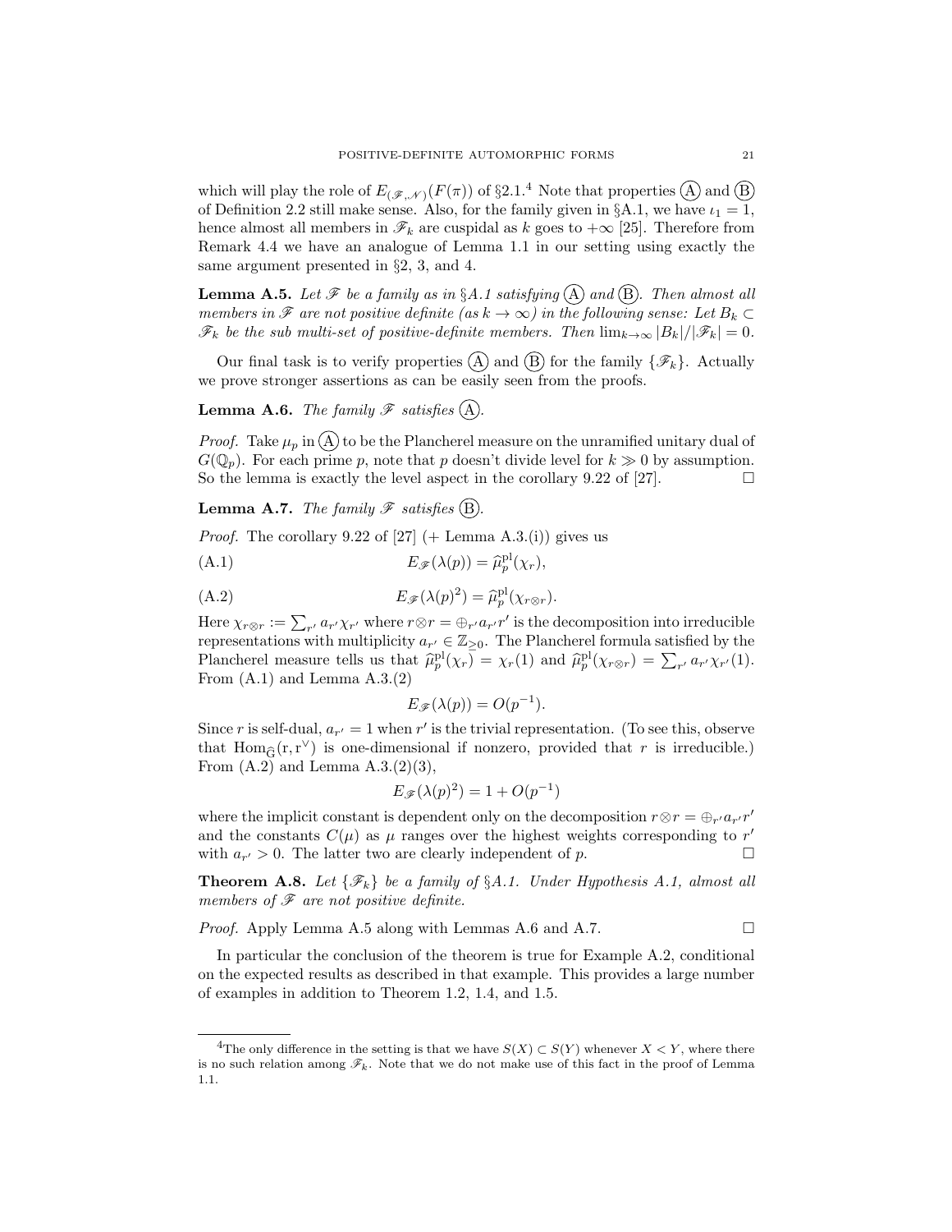which will play the role of $E_{(\mathscr{F},\mathcal{N})}(F(\pi))$ of §2.1.[4] Note that properties Ⓐ and Ⓑ of Definition 2.2 still make sense. Also, for the family given in §A.1, we have $\iota_1 = 1$, hence almost all members in $\mathscr{F}_k$ are cuspidal as $k$ goes to $+\infty$ [25]. Therefore from Remark 4.4 we have an analogue of Lemma 1.1 in our setting using exactly the same argument presented in §2, 3, and 4.

**Lemma A.5.** *Let $\mathscr{F}$ be a family as in §A.1 satisfying Ⓐ and Ⓑ. Then almost all members in $\mathscr{F}$ are not positive definite (as $k \to \infty$) in the following sense: Let $B_k \subset \mathscr{F}_k$ be the sub multi-set of positive-definite members. Then $\lim_{k\to\infty} |B_k|/|\mathscr{F}_k| = 0$.*

Our final task is to verify properties Ⓐ and Ⓑ for the family $\{\mathscr{F}_k\}$. Actually we prove stronger assertions as can be easily seen from the proofs.

**Lemma A.6.** *The family $\mathscr{F}$ satisfies Ⓐ.*

*Proof.* Take $\mu_p$ in Ⓐ to be the Plancherel measure on the unramified unitary dual of $G(\mathbb{Q}_p)$. For each prime $p$, note that $p$ doesn't divide level for $k \gg 0$ by assumption. So the lemma is exactly the level aspect in the corollary 9.22 of [27]. □

**Lemma A.7.** *The family $\mathscr{F}$ satisfies Ⓑ.*

*Proof.* The corollary 9.22 of [27] (+ Lemma A.3.(i)) gives us

$$E_{\mathscr{F}}(\lambda(p)) = \widehat{\mu}_p^{\mathrm{pl}}(\chi_r), \tag{A.1}$$

$$E_{\mathscr{F}}(\lambda(p)^2) = \widehat{\mu}_p^{\mathrm{pl}}(\chi_{r\otimes r}). \tag{A.2}$$

Here $\chi_{r\otimes r} := \sum_{r'} a_{r'}\chi_{r'}$ where $r\otimes r = \oplus_{r'} a_{r'} r'$ is the decomposition into irreducible representations with multiplicity $a_{r'} \in \mathbb{Z}_{\geq 0}$. The Plancherel formula satisfied by the Plancherel measure tells us that $\widehat{\mu}_p^{\mathrm{pl}}(\chi_r) = \chi_r(1)$ and $\widehat{\mu}_p^{\mathrm{pl}}(\chi_{r\otimes r}) = \sum_{r'} a_{r'}\chi_{r'}(1)$. From (A.1) and Lemma A.3.(2)

$$E_{\mathscr{F}}(\lambda(p)) = O(p^{-1}).$$

Since $r$ is self-dual, $a_{r'} = 1$ when $r'$ is the trivial representation. (To see this, observe that $\mathrm{Hom}_{\widehat{G}}(r, r^\vee)$ is one-dimensional if nonzero, provided that $r$ is irreducible.) From (A.2) and Lemma A.3.(2)(3),

$$E_{\mathscr{F}}(\lambda(p)^2) = 1 + O(p^{-1})$$

where the implicit constant is dependent only on the decomposition $r\otimes r = \oplus_{r'} a_{r'} r'$ and the constants $C(\mu)$ as $\mu$ ranges over the highest weights corresponding to $r'$ with $a_{r'} > 0$. The latter two are clearly independent of $p$. □

**Theorem A.8.** *Let $\{\mathscr{F}_k\}$ be a family of §A.1. Under Hypothesis A.1, almost all members of $\mathscr{F}$ are not positive definite.*

*Proof.* Apply Lemma A.5 along with Lemmas A.6 and A.7. □

In particular the conclusion of the theorem is true for Example A.2, conditional on the expected results as described in that example. This provides a large number of examples in addition to Theorem 1.2, 1.4, and 1.5.

---

[4] The only difference in the setting is that we have $S(X) \subset S(Y)$ whenever $X < Y$, where there is no such relation among $\mathscr{F}_k$. Note that we do not make use of this fact in the proof of Lemma 1.1.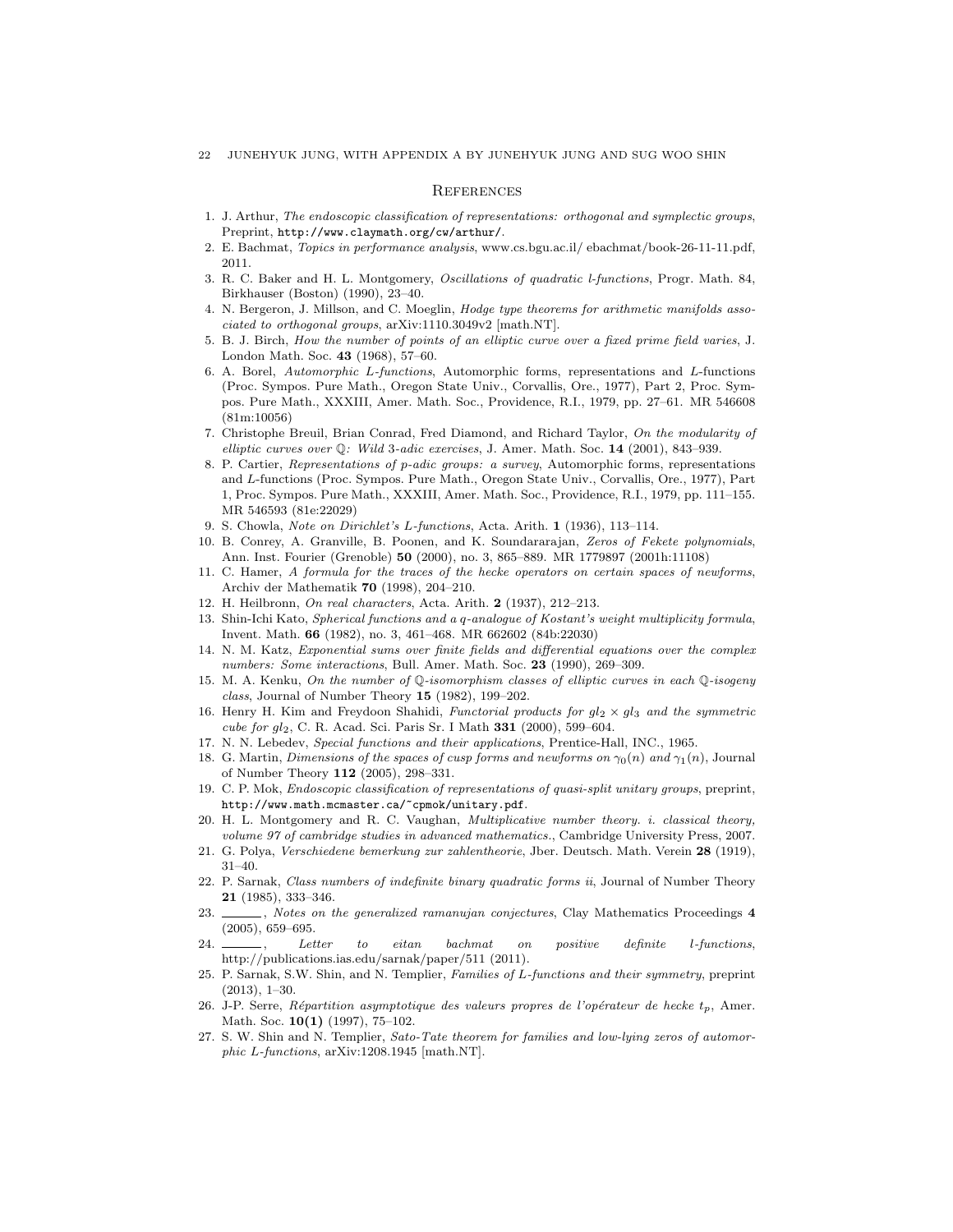## References

1. J. Arthur, *The endoscopic classification of representations: orthogonal and symplectic groups*, Preprint, http://www.claymath.org/cw/arthur/.
2. E. Bachmat, *Topics in performance analysis*, www.cs.bgu.ac.il/ ebachmat/book-26-11-11.pdf, 2011.
3. R. C. Baker and H. L. Montgomery, *Oscillations of quadratic l-functions*, Progr. Math. 84, Birkhauser (Boston) (1990), 23–40.
4. N. Bergeron, J. Millson, and C. Moeglin, *Hodge type theorems for arithmetic manifolds associated to orthogonal groups*, arXiv:1110.3049v2 [math.NT].
5. B. J. Birch, *How the number of points of an elliptic curve over a fixed prime field varies*, J. London Math. Soc. **43** (1968), 57–60.
6. A. Borel, *Automorphic L-functions*, Automorphic forms, representations and L-functions (Proc. Sympos. Pure Math., Oregon State Univ., Corvallis, Ore., 1977), Part 2, Proc. Sympos. Pure Math., XXXIII, Amer. Math. Soc., Providence, R.I., 1979, pp. 27–61. MR 546608 (81m:10056)
7. Christophe Breuil, Brian Conrad, Fred Diamond, and Richard Taylor, *On the modularity of elliptic curves over $\mathbb{Q}$: Wild 3-adic exercises*, J. Amer. Math. Soc. **14** (2001), 843–939.
8. P. Cartier, *Representations of p-adic groups: a survey*, Automorphic forms, representations and L-functions (Proc. Sympos. Pure Math., Oregon State Univ., Corvallis, Ore., 1977), Part 1, Proc. Sympos. Pure Math., XXXIII, Amer. Math. Soc., Providence, R.I., 1979, pp. 111–155. MR 546593 (81e:22029)
9. S. Chowla, *Note on Dirichlet's L-functions*, Acta. Arith. **1** (1936), 113–114.
10. B. Conrey, A. Granville, B. Poonen, and K. Soundararajan, *Zeros of Fekete polynomials*, Ann. Inst. Fourier (Grenoble) **50** (2000), no. 3, 865–889. MR 1779897 (2001h:11108)
11. C. Hamer, *A formula for the traces of the hecke operators on certain spaces of newforms*, Archiv der Mathematik **70** (1998), 204–210.
12. H. Heilbronn, *On real characters*, Acta. Arith. **2** (1937), 212–213.
13. Shin-Ichi Kato, *Spherical functions and a q-analogue of Kostant's weight multiplicity formula*, Invent. Math. **66** (1982), no. 3, 461–468. MR 662602 (84b:22030)
14. N. M. Katz, *Exponential sums over finite fields and differential equations over the complex numbers: Some interactions*, Bull. Amer. Math. Soc. **23** (1990), 269–309.
15. M. A. Kenku, *On the number of $\mathbb{Q}$-isomorphism classes of elliptic curves in each $\mathbb{Q}$-isogeny class*, Journal of Number Theory **15** (1982), 199–202.
16. Henry H. Kim and Freydoon Shahidi, *Functorial products for $gl_2 \times gl_3$ and the symmetric cube for $gl_2$*, C. R. Acad. Sci. Paris Sr. I Math **331** (2000), 599–604.
17. N. N. Lebedev, *Special functions and their applications*, Prentice-Hall, INC., 1965.
18. G. Martin, *Dimensions of the spaces of cusp forms and newforms on $\gamma_0(n)$ and $\gamma_1(n)$*, Journal of Number Theory **112** (2005), 298–331.
19. C. P. Mok, *Endoscopic classification of representations of quasi-split unitary groups*, preprint, http://www.math.mcmaster.ca/~cpmok/unitary.pdf.
20. H. L. Montgomery and R. C. Vaughan, *Multiplicative number theory. i. classical theory, volume 97 of cambridge studies in advanced mathematics.*, Cambridge University Press, 2007.
21. G. Polya, *Verschiedene bemerkung zur zahlentheorie*, Jber. Deutsch. Math. Verein **28** (1919), 31–40.
22. P. Sarnak, *Class numbers of indefinite binary quadratic forms ii*, Journal of Number Theory **21** (1985), 333–346.
23. ______, *Notes on the generalized ramanujan conjectures*, Clay Mathematics Proceedings **4** (2005), 659–695.
24. ______, *Letter to eitan bachmat on positive definite l-functions*, http://publications.ias.edu/sarnak/paper/511 (2011).
25. P. Sarnak, S.W. Shin, and N. Templier, *Families of L-functions and their symmetry*, preprint (2013), 1–30.
26. J-P. Serre, *Répartition asymptotique des valeurs propres de l'opérateur de hecke $t_p$*, Amer. Math. Soc. **10(1)** (1997), 75–102.
27. S. W. Shin and N. Templier, *Sato-Tate theorem for families and low-lying zeros of automorphic L-functions*, arXiv:1208.1945 [math.NT].